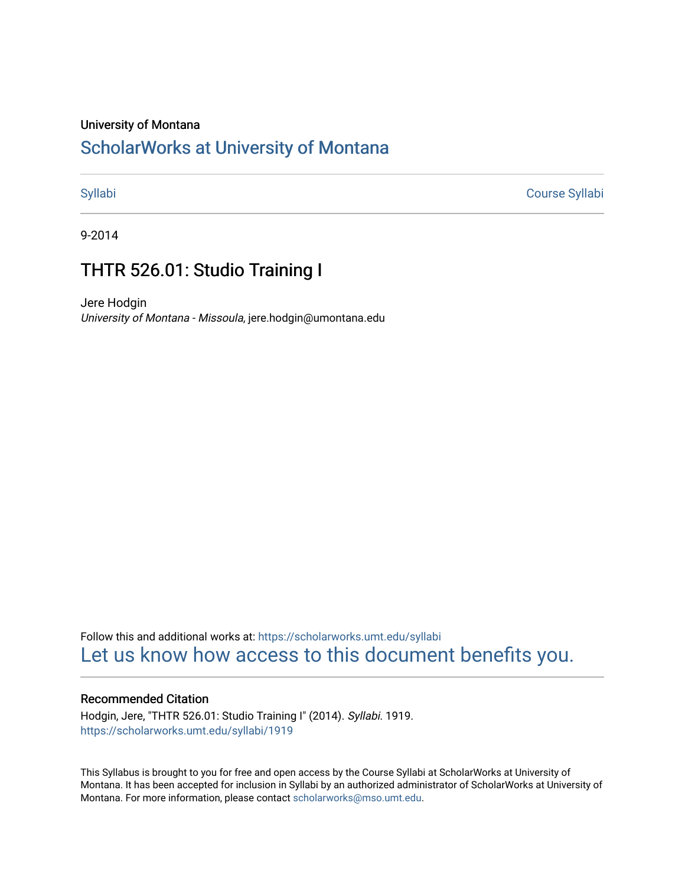University of Montana

# ScholarWorks at University of Montana

Syllabi | Course Syllabi

9-2014

## THTR 526.01: Studio Training I

Jere Hodgin
*University of Montana - Missoula*, jere.hodgin@umontana.edu

Follow this and additional works at: https://scholarworks.umt.edu/syllabi
Let us know how access to this document benefits you.

### Recommended Citation

Hodgin, Jere, "THTR 526.01: Studio Training I" (2014). *Syllabi*. 1919.
https://scholarworks.umt.edu/syllabi/1919

This Syllabus is brought to you for free and open access by the Course Syllabi at ScholarWorks at University of Montana. It has been accepted for inclusion in Syllabi by an authorized administrator of ScholarWorks at University of Montana. For more information, please contact scholarworks@mso.umt.edu.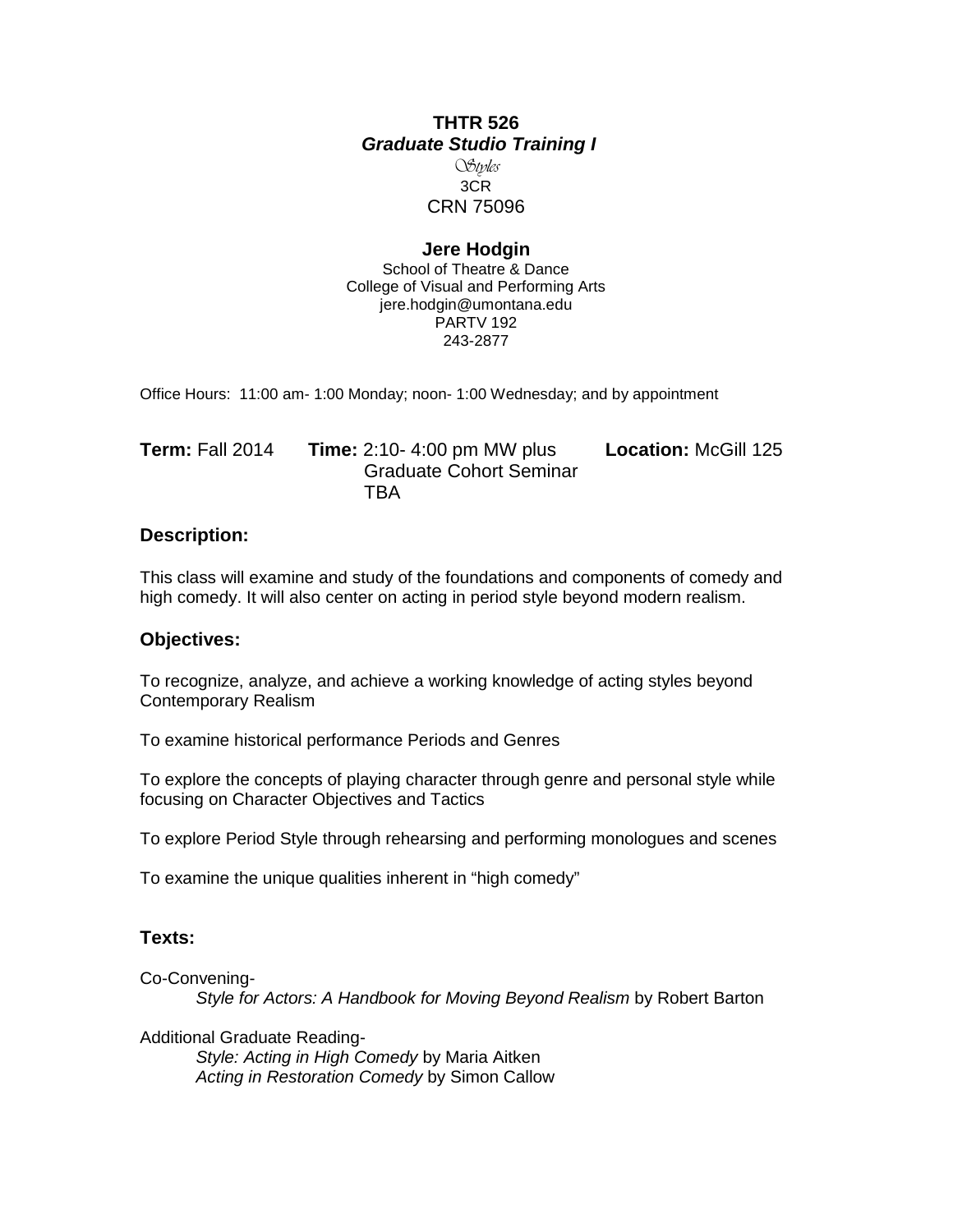# THTR 526
## *Graduate Studio Training I*

*Styles*

3CR

CRN 75096

**Jere Hodgin**

School of Theatre & Dance
College of Visual and Performing Arts
jere.hodgin@umontana.edu
PARTV 192
243-2877

Office Hours: 11:00 am- 1:00 Monday; noon- 1:00 Wednesday; and by appointment

**Term:** Fall 2014 **Time:** 2:10- 4:00 pm MW plus Graduate Cohort Seminar TBA **Location:** McGill 125

### Description:

This class will examine and study of the foundations and components of comedy and high comedy. It will also center on acting in period style beyond modern realism.

### Objectives:

To recognize, analyze, and achieve a working knowledge of acting styles beyond Contemporary Realism

To examine historical performance Periods and Genres

To explore the concepts of playing character through genre and personal style while focusing on Character Objectives and Tactics

To explore Period Style through rehearsing and performing monologues and scenes

To examine the unique qualities inherent in "high comedy"

### Texts:

Co-Convening-

*Style for Actors: A Handbook for Moving Beyond Realism* by Robert Barton

Additional Graduate Reading-

*Style: Acting in High Comedy* by Maria Aitken
*Acting in Restoration Comedy* by Simon Callow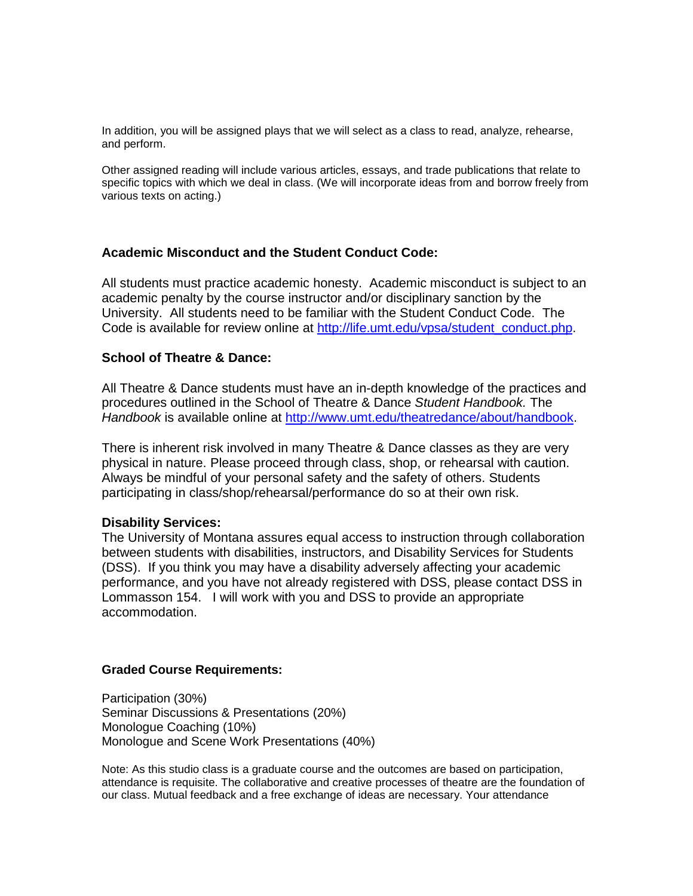In addition, you will be assigned plays that we will select as a class to read, analyze, rehearse, and perform.

Other assigned reading will include various articles, essays, and trade publications that relate to specific topics with which we deal in class. (We will incorporate ideas from and borrow freely from various texts on acting.)

**Academic Misconduct and the Student Conduct Code:**

All students must practice academic honesty. Academic misconduct is subject to an academic penalty by the course instructor and/or disciplinary sanction by the University. All students need to be familiar with the Student Conduct Code. The Code is available for review online at http://life.umt.edu/vpsa/student_conduct.php.

**School of Theatre & Dance:**

All Theatre & Dance students must have an in-depth knowledge of the practices and procedures outlined in the School of Theatre & Dance *Student Handbook.* The *Handbook* is available online at http://www.umt.edu/theatredance/about/handbook.

There is inherent risk involved in many Theatre & Dance classes as they are very physical in nature. Please proceed through class, shop, or rehearsal with caution. Always be mindful of your personal safety and the safety of others. Students participating in class/shop/rehearsal/performance do so at their own risk.

**Disability Services:**
The University of Montana assures equal access to instruction through collaboration between students with disabilities, instructors, and Disability Services for Students (DSS). If you think you may have a disability adversely affecting your academic performance, and you have not already registered with DSS, please contact DSS in Lommasson 154. I will work with you and DSS to provide an appropriate accommodation.

**Graded Course Requirements:**

Participation (30%)
Seminar Discussions & Presentations (20%)
Monologue Coaching (10%)
Monologue and Scene Work Presentations (40%)

Note: As this studio class is a graduate course and the outcomes are based on participation, attendance is requisite. The collaborative and creative processes of theatre are the foundation of our class. Mutual feedback and a free exchange of ideas are necessary. Your attendance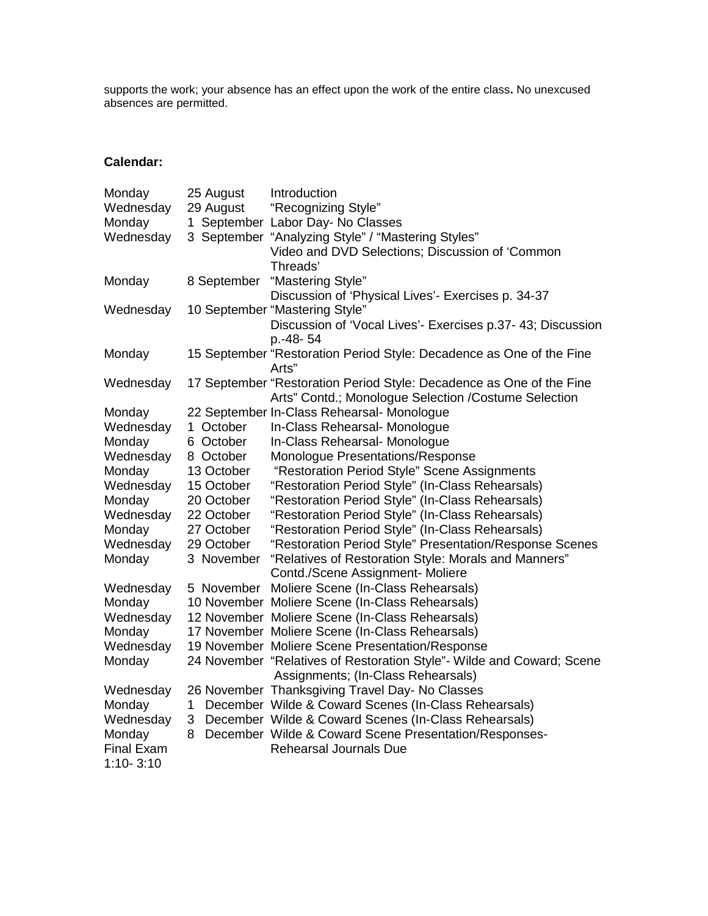supports the work; your absence has an effect upon the work of the entire class. No unexcused absences are permitted.

**Calendar:**

| | | |
|---|---|---|
| Monday | 25 August | Introduction |
| Wednesday | 29 August | "Recognizing Style" |
| Monday | 1 September | Labor Day- No Classes |
| Wednesday | 3 September | "Analyzing Style" / "Mastering Styles" Video and DVD Selections; Discussion of 'Common Threads' |
| Monday | 8 September | "Mastering Style" Discussion of 'Physical Lives'- Exercises p. 34-37 |
| Wednesday | 10 September | "Mastering Style" Discussion of 'Vocal Lives'- Exercises p.37- 43; Discussion p.-48- 54 |
| Monday | 15 September | "Restoration Period Style: Decadence as One of the Fine Arts" |
| Wednesday | 17 September | "Restoration Period Style: Decadence as One of the Fine Arts" Contd.; Monologue Selection /Costume Selection |
| Monday | 22 September | In-Class Rehearsal- Monologue |
| Wednesday | 1 October | In-Class Rehearsal- Monologue |
| Monday | 6 October | In-Class Rehearsal- Monologue |
| Wednesday | 8 October | Monologue Presentations/Response |
| Monday | 13 October | "Restoration Period Style" Scene Assignments |
| Wednesday | 15 October | "Restoration Period Style" (In-Class Rehearsals) |
| Monday | 20 October | "Restoration Period Style" (In-Class Rehearsals) |
| Wednesday | 22 October | "Restoration Period Style" (In-Class Rehearsals) |
| Monday | 27 October | "Restoration Period Style" (In-Class Rehearsals) |
| Wednesday | 29 October | "Restoration Period Style" Presentation/Response Scenes |
| Monday | 3 November | "Relatives of Restoration Style: Morals and Manners" Contd./Scene Assignment- Moliere |
| Wednesday | 5 November | Moliere Scene (In-Class Rehearsals) |
| Monday | 10 November | Moliere Scene (In-Class Rehearsals) |
| Wednesday | 12 November | Moliere Scene (In-Class Rehearsals) |
| Monday | 17 November | Moliere Scene (In-Class Rehearsals) |
| Wednesday | 19 November | Moliere Scene Presentation/Response |
| Monday | 24 November | "Relatives of Restoration Style"- Wilde and Coward; Scene Assignments; (In-Class Rehearsals) |
| Wednesday | 26 November | Thanksgiving Travel Day- No Classes |
| Monday | 1 December | Wilde & Coward Scenes (In-Class Rehearsals) |
| Wednesday | 3 December | Wilde & Coward Scenes (In-Class Rehearsals) |
| Monday Final Exam 1:10- 3:10 | 8 December | Wilde & Coward Scene Presentation/Responses- Rehearsal Journals Due |